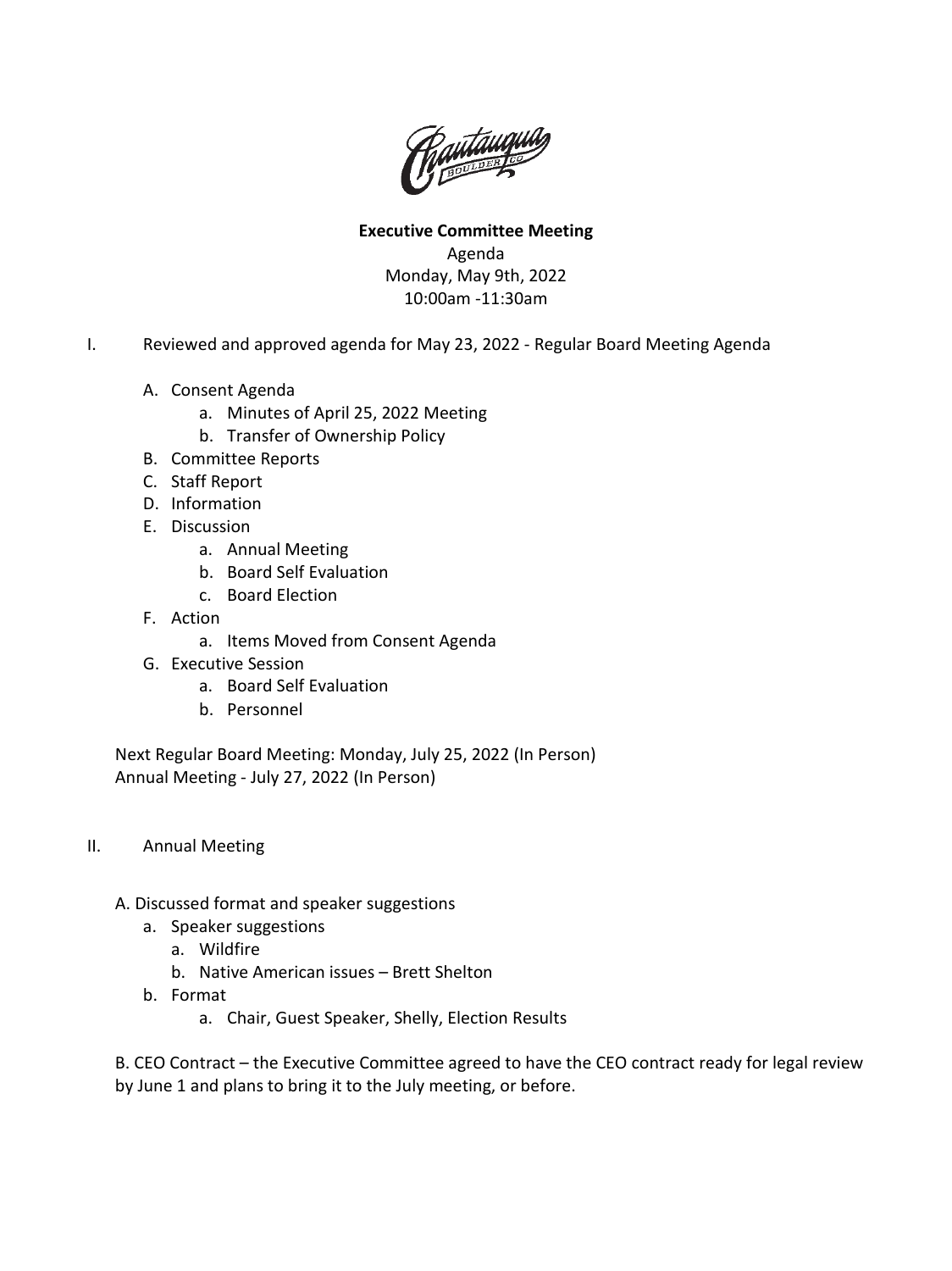**Executive Committee Meeting**

Agenda

Monday, May 9th, 2022

10:00am -11:30am

I. Reviewed and approved agenda for May 23, 2022 - Regular Board Meeting Agenda

- A. Consent Agenda
  - a. Minutes of April 25, 2022 Meeting
  - b. Transfer of Ownership Policy
- B. Committee Reports
- C. Staff Report
- D. Information
- E. Discussion
  - a. Annual Meeting
  - b. Board Self Evaluation
  - c. Board Election
- F. Action
  - a. Items Moved from Consent Agenda
- G. Executive Session
  - a. Board Self Evaluation
  - b. Personnel

Next Regular Board Meeting: Monday, July 25, 2022 (In Person)
Annual Meeting - July 27, 2022 (In Person)

II. Annual Meeting

A. Discussed format and speaker suggestions

- a. Speaker suggestions
  - a. Wildfire
  - b. Native American issues – Brett Shelton
- b. Format
  - a. Chair, Guest Speaker, Shelly, Election Results

B. CEO Contract – the Executive Committee agreed to have the CEO contract ready for legal review by June 1 and plans to bring it to the July meeting, or before.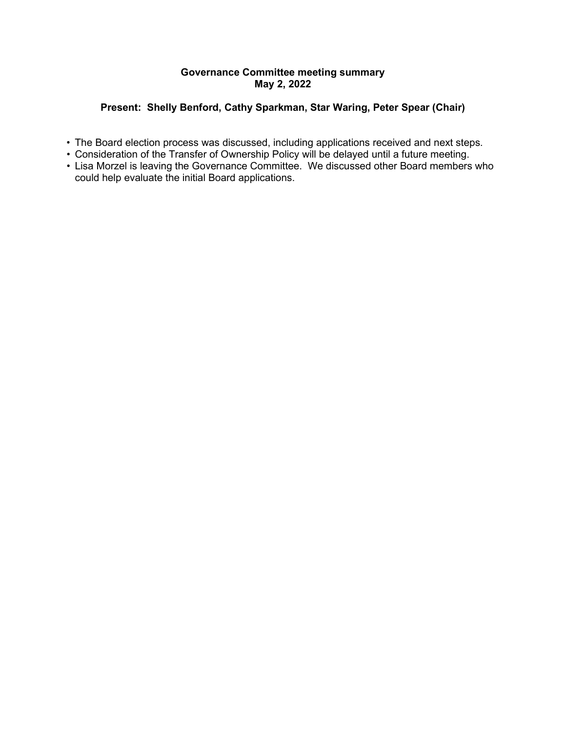**Governance Committee meeting summary**
**May 2, 2022**

**Present: Shelly Benford, Cathy Sparkman, Star Waring, Peter Spear (Chair)**

- The Board election process was discussed, including applications received and next steps.
- Consideration of the Transfer of Ownership Policy will be delayed until a future meeting.
- Lisa Morzel is leaving the Governance Committee. We discussed other Board members who could help evaluate the initial Board applications.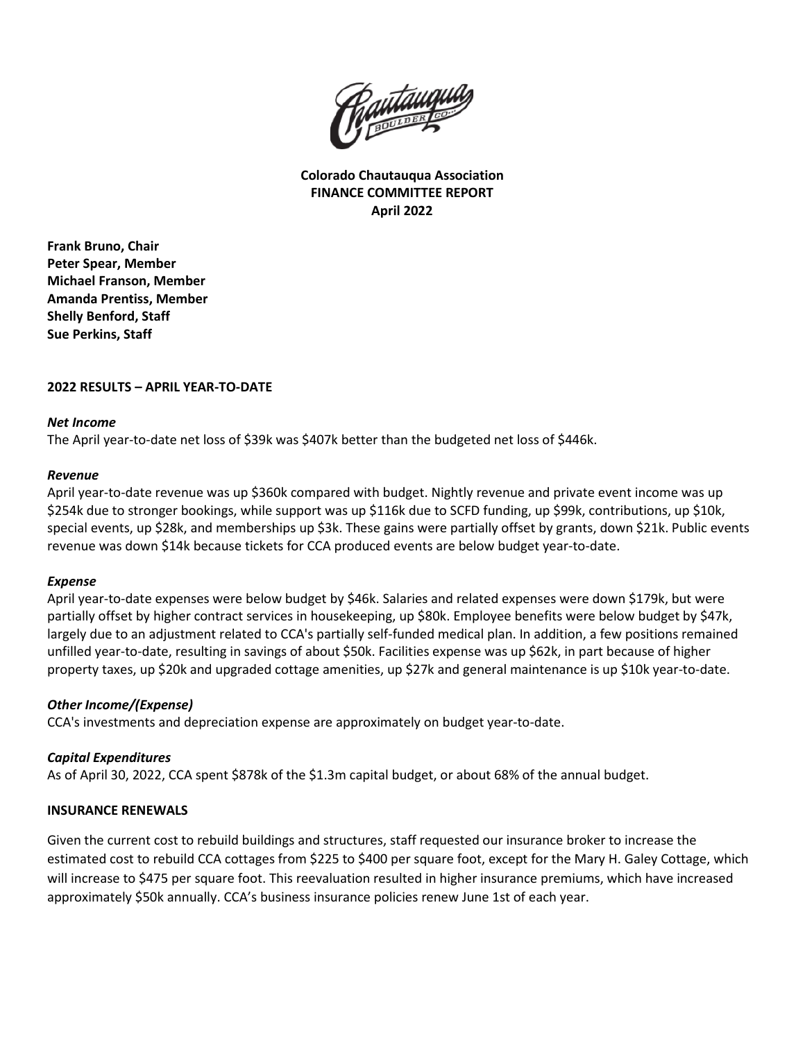**Colorado Chautauqua Association**
**FINANCE COMMITTEE REPORT**
**April 2022**

**Frank Bruno, Chair**
**Peter Spear, Member**
**Michael Franson, Member**
**Amanda Prentiss, Member**
**Shelly Benford, Staff**
**Sue Perkins, Staff**

## 2022 RESULTS – APRIL YEAR-TO-DATE

### *Net Income*

The April year-to-date net loss of $39k was $407k better than the budgeted net loss of $446k.

### *Revenue*

April year-to-date revenue was up $360k compared with budget. Nightly revenue and private event income was up $254k due to stronger bookings, while support was up $116k due to SCFD funding, up $99k, contributions, up $10k, special events, up $28k, and memberships up $3k. These gains were partially offset by grants, down $21k. Public events revenue was down $14k because tickets for CCA produced events are below budget year-to-date.

### *Expense*

April year-to-date expenses were below budget by $46k. Salaries and related expenses were down $179k, but were partially offset by higher contract services in housekeeping, up $80k. Employee benefits were below budget by $47k, largely due to an adjustment related to CCA's partially self-funded medical plan. In addition, a few positions remained unfilled year-to-date, resulting in savings of about $50k. Facilities expense was up $62k, in part because of higher property taxes, up $20k and upgraded cottage amenities, up $27k and general maintenance is up $10k year-to-date.

### *Other Income/(Expense)*

CCA's investments and depreciation expense are approximately on budget year-to-date.

### *Capital Expenditures*

As of April 30, 2022, CCA spent $878k of the $1.3m capital budget, or about 68% of the annual budget.

## INSURANCE RENEWALS

Given the current cost to rebuild buildings and structures, staff requested our insurance broker to increase the estimated cost to rebuild CCA cottages from $225 to $400 per square foot, except for the Mary H. Galey Cottage, which will increase to $475 per square foot. This reevaluation resulted in higher insurance premiums, which have increased approximately $50k annually. CCA's business insurance policies renew June 1st of each year.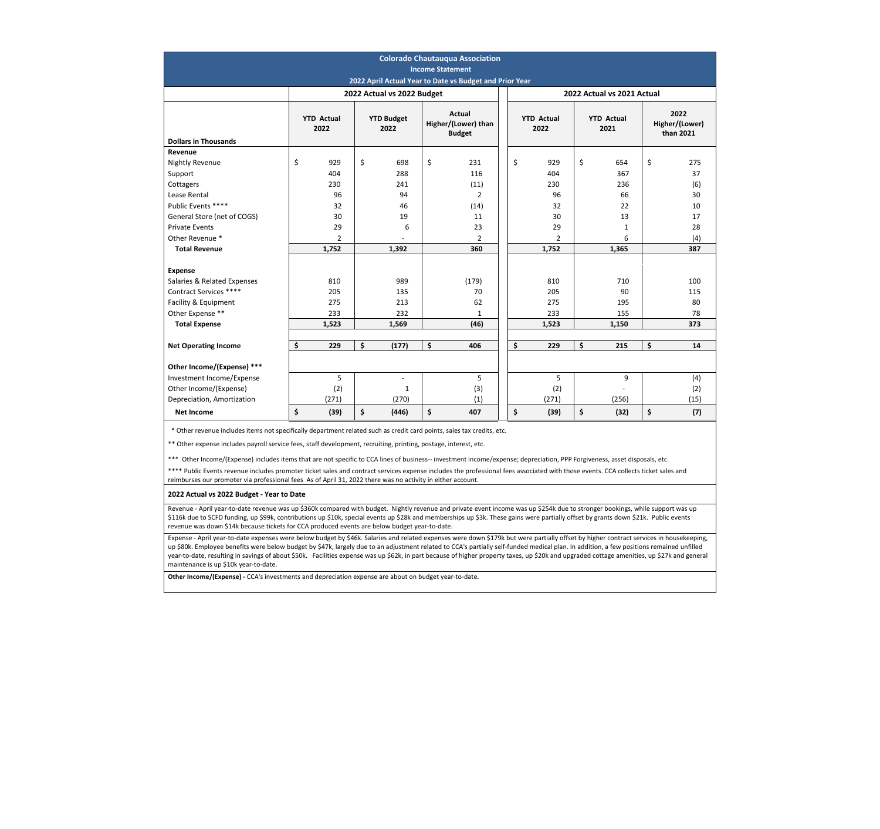# Colorado Chautauqua Association

## Income Statement

### 2022 April Actual Year to Date vs Budget and Prior Year

| Dollars in Thousands | 2022 Actual vs 2022 Budget | | | 2022 Actual vs 2021 Actual | | |
|---|---|---|---|---|---|---|
| | YTD Actual 2022 | YTD Budget 2022 | Actual Higher/(Lower) than Budget | YTD Actual 2022 | YTD Actual 2021 | 2022 Higher/(Lower) than 2021 |
| **Revenue** | | | | | | |
| Nightly Revenue | $ 929 | $ 698 | $ 231 | $ 929 | $ 654 | $ 275 |
| Support | 404 | 288 | 116 | 404 | 367 | 37 |
| Cottagers | 230 | 241 | (11) | 230 | 236 | (6) |
| Lease Rental | 96 | 94 | 2 | 96 | 66 | 30 |
| Public Events **** | 32 | 46 | (14) | 32 | 22 | 10 |
| General Store (net of COGS) | 30 | 19 | 11 | 30 | 13 | 17 |
| Private Events | 29 | 6 | 23 | 29 | 1 | 28 |
| Other Revenue * | 2 | - | 2 | 2 | 6 | (4) |
| **Total Revenue** | **1,752** | **1,392** | **360** | **1,752** | **1,365** | **387** |
| **Expense** | | | | | | |
| Salaries & Related Expenses | 810 | 989 | (179) | 810 | 710 | 100 |
| Contract Services **** | 205 | 135 | 70 | 205 | 90 | 115 |
| Facility & Equipment | 275 | 213 | 62 | 275 | 195 | 80 |
| Other Expense ** | 233 | 232 | 1 | 233 | 155 | 78 |
| **Total Expense** | **1,523** | **1,569** | **(46)** | **1,523** | **1,150** | **373** |
| **Net Operating Income** | **$ 229** | **$ (177)** | **$ 406** | **$ 229** | **$ 215** | **$ 14** |
| **Other Income/(Expense) *** ** | | | | | | |
| Investment Income/Expense | 5 | - | 5 | 5 | 9 | (4) |
| Other Income/(Expense) | (2) | 1 | (3) | (2) | - | (2) |
| Depreciation, Amortization | (271) | (270) | (1) | (271) | (256) | (15) |
| **Net Income** | **$ (39)** | **$ (446)** | **$ 407** | **$ (39)** | **$ (32)** | **$ (7)** |

\* Other revenue includes items not specifically department related such as credit card points, sales tax credits, etc.

** Other expense includes payroll service fees, staff development, recruiting, printing, postage, interest, etc.

*** Other Income/(Expense) includes items that are not specific to CCA lines of business-- investment income/expense; depreciation, PPP Forgiveness, asset disposals, etc.

**** Public Events revenue includes promoter ticket sales and contract services expense includes the professional fees associated with those events. CCA collects ticket sales and reimburses our promoter via professional fees As of April 31, 2022 there was no activity in either account.

**2022 Actual vs 2022 Budget - Year to Date**

Revenue - April year-to-date revenue was up $360k compared with budget. Nightly revenue and private event income was up $254k due to stronger bookings, while support was up $116k due to SCFD funding, up $99k, contributions up $10k, special events up $28k and memberships up $3k. These gains were partially offset by grants down $21k. Public events revenue was down $14k because tickets for CCA produced events are below budget year-to-date.

Expense - April year-to-date expenses were below budget by $46k. Salaries and related expenses were down $179k but were partially offset by higher contract services in housekeeping, up $80k. Employee benefits were below budget by $47k, largely due to an adjustment related to CCA's partially self-funded medical plan. In addition, a few positions remained unfilled year-to-date, resulting in savings of about $50k. Facilities expense was up $62k, in part because of higher property taxes, up $20k and upgraded cottage amenities, up $27k and general maintenance is up $10k year-to-date.

**Other Income/(Expense) -** CCA's investments and depreciation expense are about on budget year-to-date.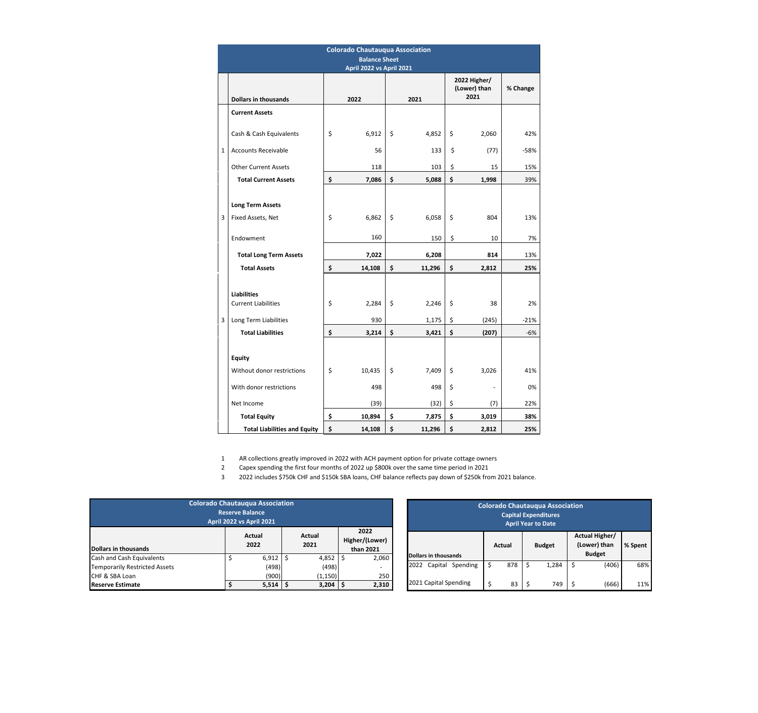## Colorado Chautauqua Association
### Balance Sheet
### April 2022 vs April 2021

| | Dollars in thousands | 2022 | 2021 | 2022 Higher/ (Lower) than 2021 | % Change |
|---|---|---|---|---|---|
| | **Current Assets** | | | | |
| | Cash & Cash Equivalents | $ 6,912 | $ 4,852 | $ 2,060 | 42% |
| 1 | Accounts Receivable | 56 | 133 | $ (77) | -58% |
| | Other Current Assets | 118 | 103 | $ 15 | 15% |
| | **Total Current Assets** | **$ 7,086** | **$ 5,088** | **$ 1,998** | **39%** |
| | **Long Term Assets** | | | | |
| 3 | Fixed Assets, Net | $ 6,862 | $ 6,058 | $ 804 | 13% |
| | Endowment | 160 | 150 | $ 10 | 7% |
| | **Total Long Term Assets** | **7,022** | **6,208** | **814** | **13%** |
| | **Total Assets** | **$ 14,108** | **$ 11,296** | **$ 2,812** | **25%** |
| | **Liabilities** | | | | |
| | Current Liabilities | $ 2,284 | $ 2,246 | $ 38 | 2% |
| 3 | Long Term Liabilities | 930 | 1,175 | $ (245) | -21% |
| | **Total Liabilities** | **$ 3,214** | **$ 3,421** | **$ (207)** | **-6%** |
| | **Equity** | | | | |
| | Without donor restrictions | $ 10,435 | $ 7,409 | $ 3,026 | 41% |
| | With donor restrictions | 498 | 498 | $ - | 0% |
| | Net Income | (39) | (32) | $ (7) | 22% |
| | **Total Equity** | **$ 10,894** | **$ 7,875** | **$ 3,019** | **38%** |
| | **Total Liabilities and Equity** | **$ 14,108** | **$ 11,296** | **$ 2,812** | **25%** |

1. AR collections greatly improved in 2022 with ACH payment option for private cottage owners
2. Capex spending the first four months of 2022 up $800k over the same time period in 2021
3. 2022 includes $750k CHF and $150k SBA loans, CHF balance reflects pay down of $250k from 2021 balance.

## Colorado Chautauqua Association
### Reserve Balance
### April 2022 vs April 2021

| Dollars in thousands | Actual 2022 | Actual 2021 | 2022 Higher/(Lower) than 2021 |
|---|---|---|---|
| Cash and Cash Equivalents | $ 6,912 | $ 4,852 | $ 2,060 |
| Temporarily Restricted Assets | (498) | (498) | - |
| CHF & SBA Loan | (900) | (1,150) | 250 |
| **Reserve Estimate** | **$ 5,514** | **$ 3,204** | **$ 2,310** |

## Colorado Chautauqua Association
### Capital Expenditures
### April Year to Date

| Dollars in thousands | Actual | Budget | Actual Higher/ (Lower) than Budget | % Spent |
|---|---|---|---|---|
| 2022 Capital Spending | $ 878 | $ 1,284 | $ (406) | 68% |
| 2021 Capital Spending | $ 83 | $ 749 | $ (666) | 11% |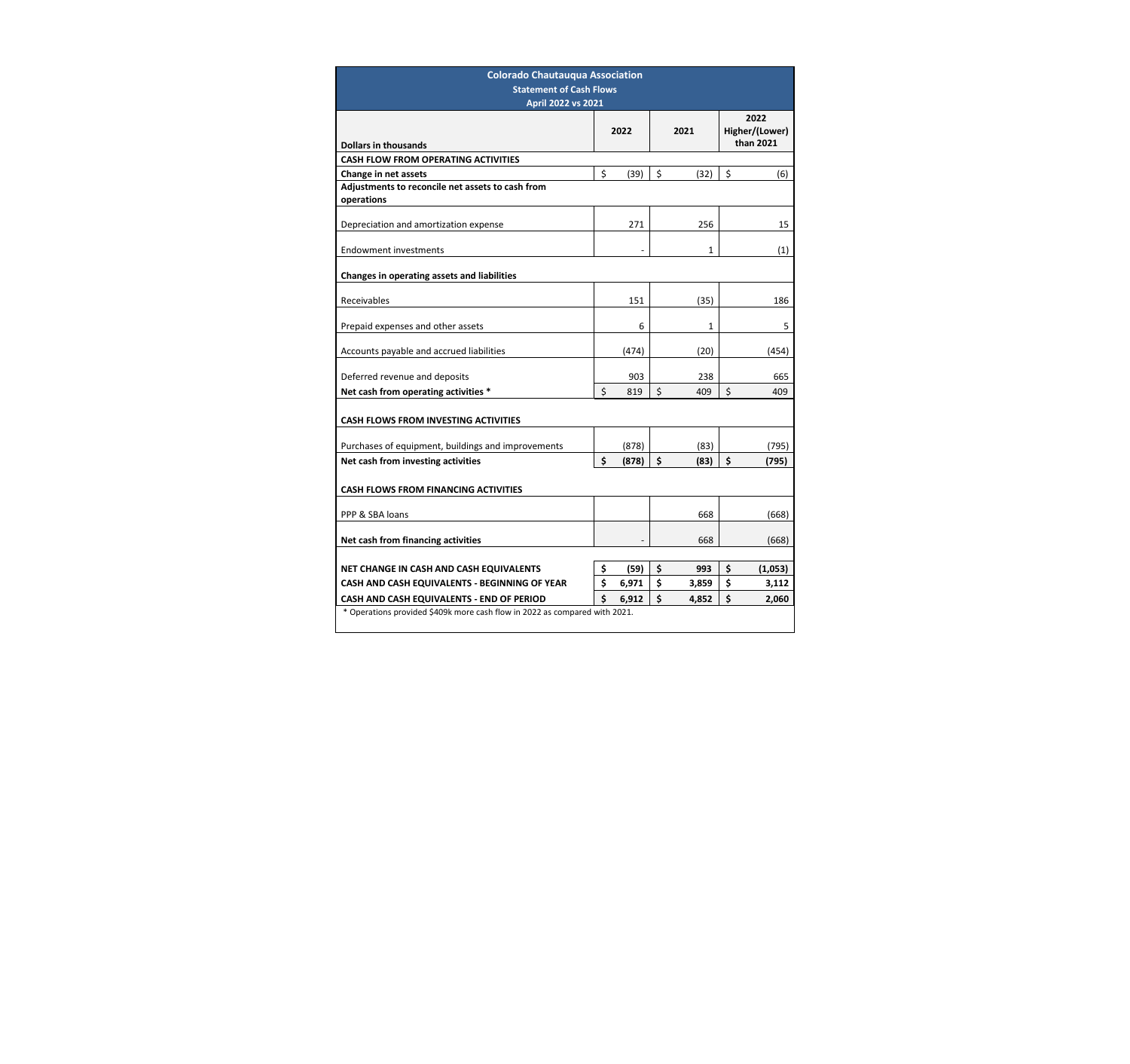## Colorado Chautauqua Association

### Statement of Cash Flows

### April 2022 vs 2021

| Dollars in thousands | 2022 | 2021 | 2022 Higher/(Lower) than 2021 |
|---|---|---|---|
| **CASH FLOW FROM OPERATING ACTIVITIES** | | | |
| **Change in net assets** | $ (39) | $ (32) | $ (6) |
| **Adjustments to reconcile net assets to cash from operations** | | | |
| Depreciation and amortization expense | 271 | 256 | 15 |
| Endowment investments | - | 1 | (1) |
| **Changes in operating assets and liabilities** | | | |
| Receivables | 151 | (35) | 186 |
| Prepaid expenses and other assets | 6 | 1 | 5 |
| Accounts payable and accrued liabilities | (474) | (20) | (454) |
| Deferred revenue and deposits | 903 | 238 | 665 |
| **Net cash from operating activities *** | $ 819 | $ 409 | $ 409 |
| **CASH FLOWS FROM INVESTING ACTIVITIES** | | | |
| Purchases of equipment, buildings and improvements | (878) | (83) | (795) |
| **Net cash from investing activities** | **$ (878)** | **$ (83)** | **$ (795)** |
| **CASH FLOWS FROM FINANCING ACTIVITIES** | | | |
| PPP & SBA loans | | 668 | (668) |
| **Net cash from financing activities** | - | 668 | (668) |
| **NET CHANGE IN CASH AND CASH EQUIVALENTS** | **$ (59)** | **$ 993** | **$ (1,053)** |
| **CASH AND CASH EQUIVALENTS - BEGINNING OF YEAR** | **$ 6,971** | **$ 3,859** | **$ 3,112** |
| **CASH AND CASH EQUIVALENTS - END OF PERIOD** | **$ 6,912** | **$ 4,852** | **$ 2,060** |

* Operations provided $409k more cash flow in 2022 as compared with 2021.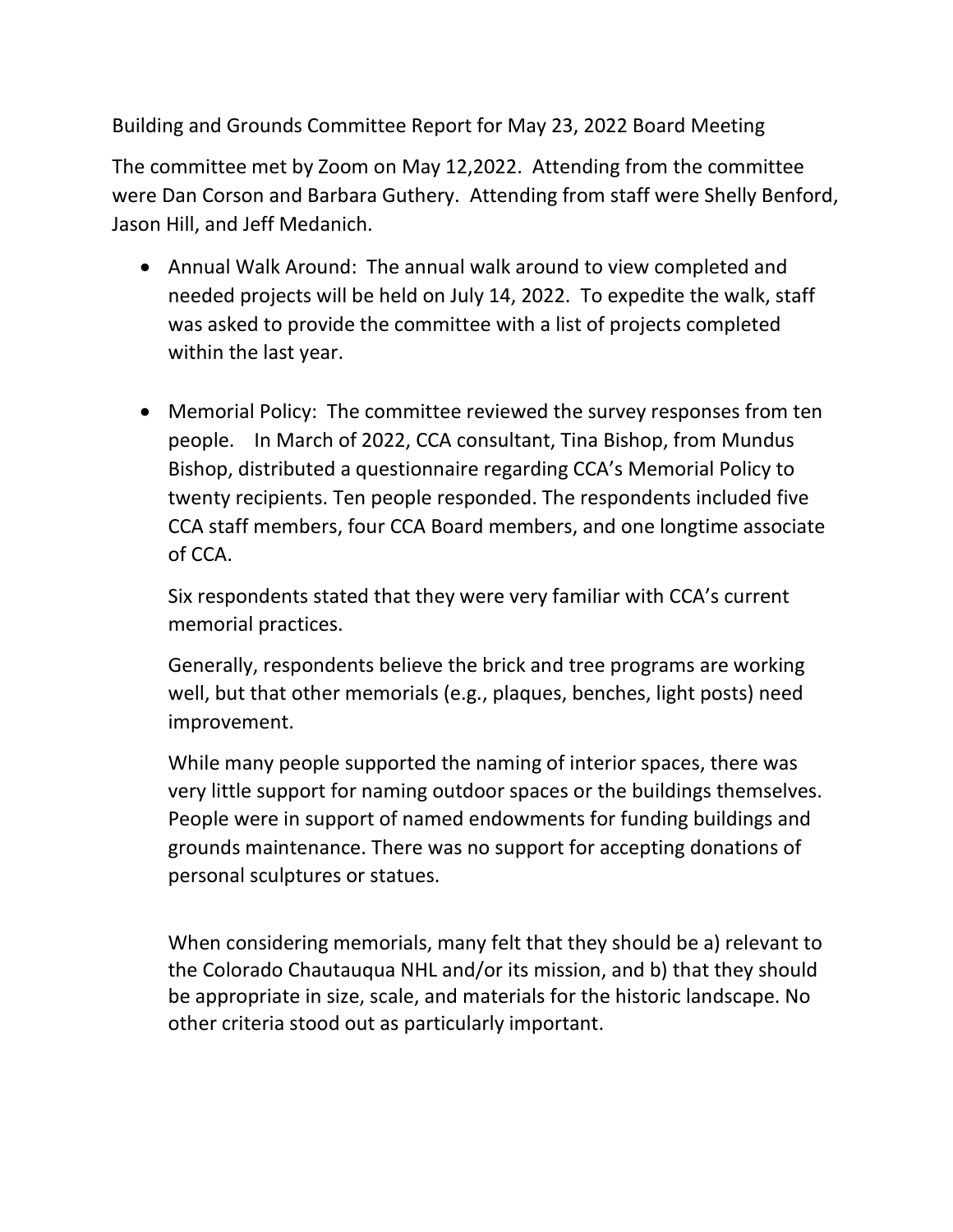Building and Grounds Committee Report for May 23, 2022 Board Meeting

The committee met by Zoom on May 12,2022. Attending from the committee were Dan Corson and Barbara Guthery. Attending from staff were Shelly Benford, Jason Hill, and Jeff Medanich.

- Annual Walk Around: The annual walk around to view completed and needed projects will be held on July 14, 2022. To expedite the walk, staff was asked to provide the committee with a list of projects completed within the last year.

- Memorial Policy: The committee reviewed the survey responses from ten people. In March of 2022, CCA consultant, Tina Bishop, from Mundus Bishop, distributed a questionnaire regarding CCA's Memorial Policy to twenty recipients. Ten people responded. The respondents included five CCA staff members, four CCA Board members, and one longtime associate of CCA.

  Six respondents stated that they were very familiar with CCA's current memorial practices.

  Generally, respondents believe the brick and tree programs are working well, but that other memorials (e.g., plaques, benches, light posts) need improvement.

  While many people supported the naming of interior spaces, there was very little support for naming outdoor spaces or the buildings themselves. People were in support of named endowments for funding buildings and grounds maintenance. There was no support for accepting donations of personal sculptures or statues.

  When considering memorials, many felt that they should be a) relevant to the Colorado Chautauqua NHL and/or its mission, and b) that they should be appropriate in size, scale, and materials for the historic landscape. No other criteria stood out as particularly important.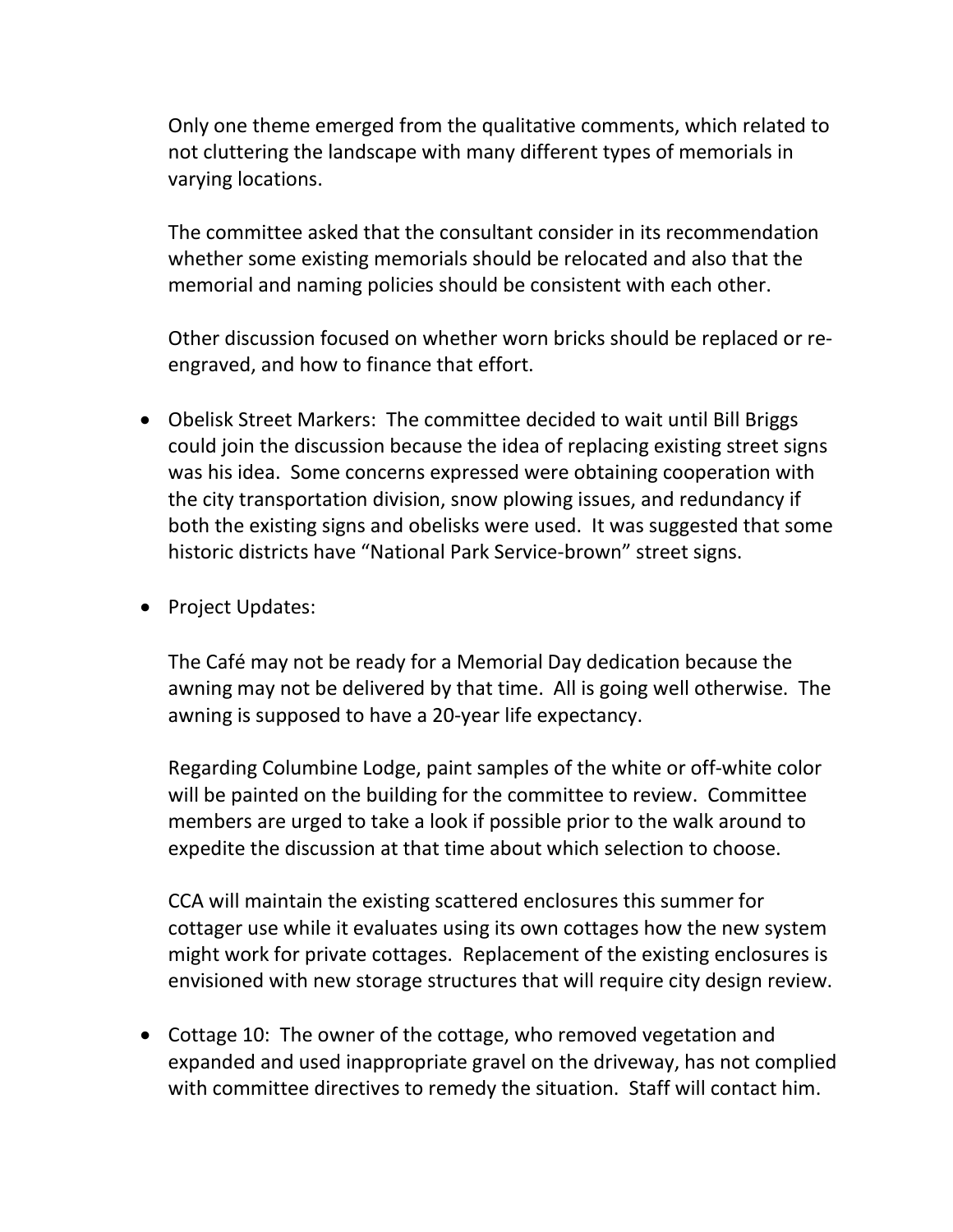Only one theme emerged from the qualitative comments, which related to not cluttering the landscape with many different types of memorials in varying locations.

The committee asked that the consultant consider in its recommendation whether some existing memorials should be relocated and also that the memorial and naming policies should be consistent with each other.

Other discussion focused on whether worn bricks should be replaced or re-engraved, and how to finance that effort.

- Obelisk Street Markers: The committee decided to wait until Bill Briggs could join the discussion because the idea of replacing existing street signs was his idea. Some concerns expressed were obtaining cooperation with the city transportation division, snow plowing issues, and redundancy if both the existing signs and obelisks were used. It was suggested that some historic districts have "National Park Service-brown" street signs.

- Project Updates:

  The Café may not be ready for a Memorial Day dedication because the awning may not be delivered by that time. All is going well otherwise. The awning is supposed to have a 20-year life expectancy.

  Regarding Columbine Lodge, paint samples of the white or off-white color will be painted on the building for the committee to review. Committee members are urged to take a look if possible prior to the walk around to expedite the discussion at that time about which selection to choose.

  CCA will maintain the existing scattered enclosures this summer for cottager use while it evaluates using its own cottages how the new system might work for private cottages. Replacement of the existing enclosures is envisioned with new storage structures that will require city design review.

- Cottage 10: The owner of the cottage, who removed vegetation and expanded and used inappropriate gravel on the driveway, has not complied with committee directives to remedy the situation. Staff will contact him.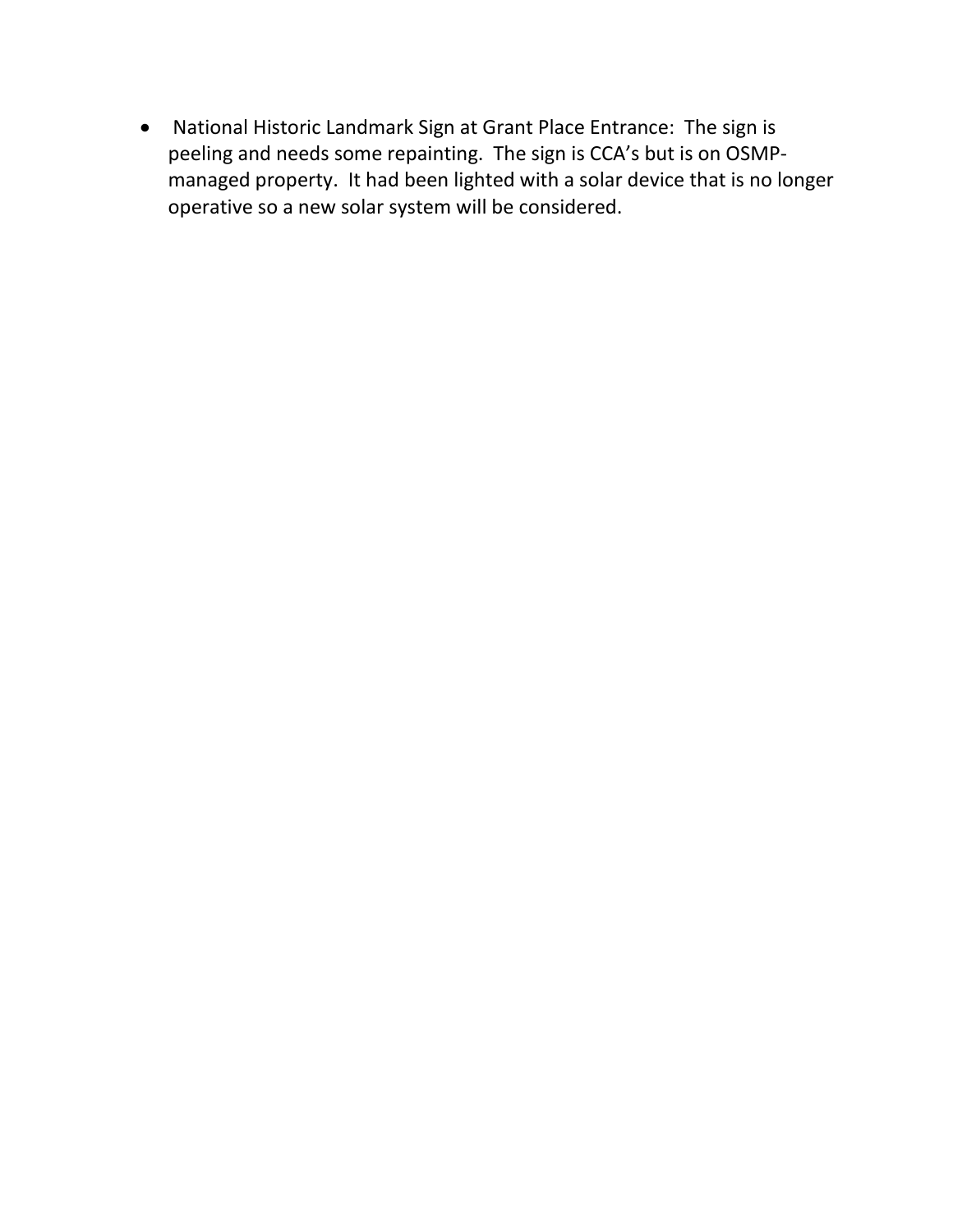- National Historic Landmark Sign at Grant Place Entrance: The sign is peeling and needs some repainting. The sign is CCA's but is on OSMP-managed property. It had been lighted with a solar device that is no longer operative so a new solar system will be considered.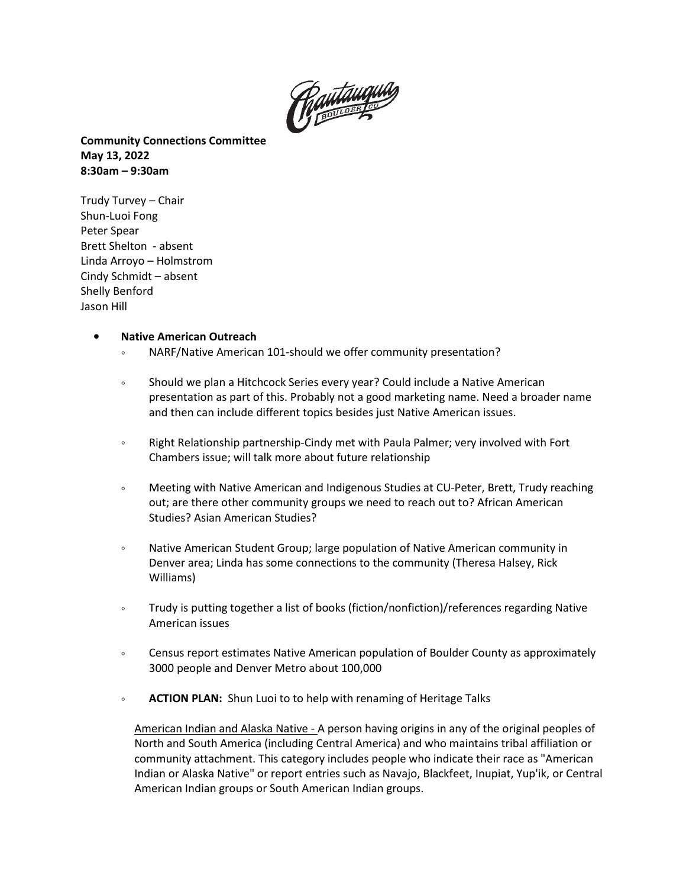**Community Connections Committee**
**May 13, 2022**
**8:30am – 9:30am**

Trudy Turvey – Chair
Shun-Luoi Fong
Peter Spear
Brett Shelton - absent
Linda Arroyo – Holmstrom
Cindy Schmidt – absent
Shelly Benford
Jason Hill

- **Native American Outreach**
  - NARF/Native American 101-should we offer community presentation?
  - Should we plan a Hitchcock Series every year? Could include a Native American presentation as part of this. Probably not a good marketing name. Need a broader name and then can include different topics besides just Native American issues.
  - Right Relationship partnership-Cindy met with Paula Palmer; very involved with Fort Chambers issue; will talk more about future relationship
  - Meeting with Native American and Indigenous Studies at CU-Peter, Brett, Trudy reaching out; are there other community groups we need to reach out to? African American Studies? Asian American Studies?
  - Native American Student Group; large population of Native American community in Denver area; Linda has some connections to the community (Theresa Halsey, Rick Williams)
  - Trudy is putting together a list of books (fiction/nonfiction)/references regarding Native American issues
  - Census report estimates Native American population of Boulder County as approximately 3000 people and Denver Metro about 100,000
  - **ACTION PLAN:** Shun Luoi to to help with renaming of Heritage Talks

  American Indian and Alaska Native - A person having origins in any of the original peoples of North and South America (including Central America) and who maintains tribal affiliation or community attachment. This category includes people who indicate their race as "American Indian or Alaska Native" or report entries such as Navajo, Blackfeet, Inupiat, Yup'ik, or Central American Indian groups or South American Indian groups.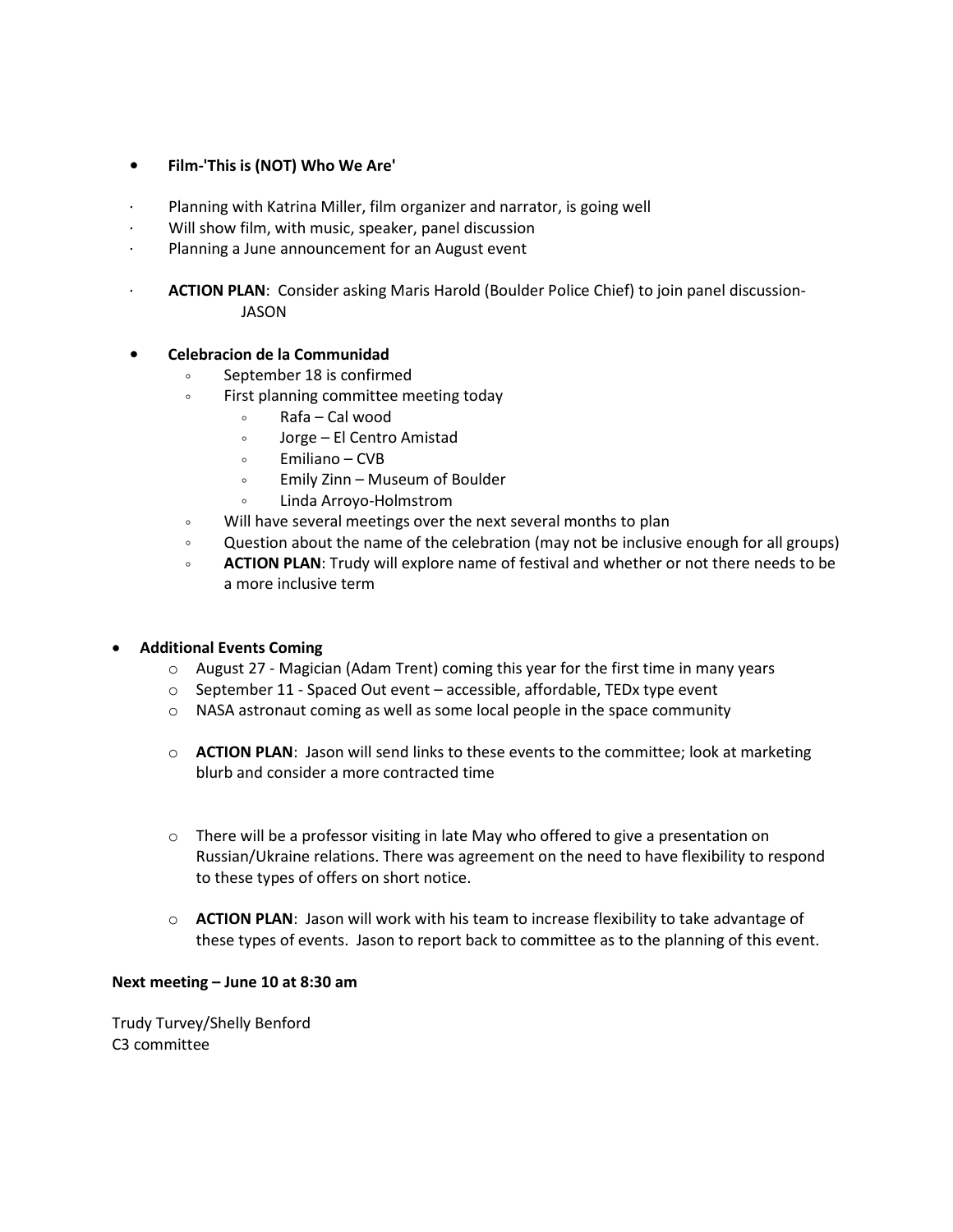- **Film-'This is (NOT) Who We Are'**

  - Planning with Katrina Miller, film organizer and narrator, is going well
  - Will show film, with music, speaker, panel discussion
  - Planning a June announcement for an August event

  - **ACTION PLAN**: Consider asking Maris Harold (Boulder Police Chief) to join panel discussion- JASON

- **Celebracion de la Communidad**
  - September 18 is confirmed
  - First planning committee meeting today
    - Rafa – Cal wood
    - Jorge – El Centro Amistad
    - Emiliano – CVB
    - Emily Zinn – Museum of Boulder
    - Linda Arroyo-Holmstrom
  - Will have several meetings over the next several months to plan
  - Question about the name of the celebration (may not be inclusive enough for all groups)
  - **ACTION PLAN**: Trudy will explore name of festival and whether or not there needs to be a more inclusive term

- **Additional Events Coming**
  - August 27 - Magician (Adam Trent) coming this year for the first time in many years
  - September 11 - Spaced Out event – accessible, affordable, TEDx type event
  - NASA astronaut coming as well as some local people in the space community

  - **ACTION PLAN**: Jason will send links to these events to the committee; look at marketing blurb and consider a more contracted time

  - There will be a professor visiting in late May who offered to give a presentation on Russian/Ukraine relations. There was agreement on the need to have flexibility to respond to these types of offers on short notice.

  - **ACTION PLAN**: Jason will work with his team to increase flexibility to take advantage of these types of events. Jason to report back to committee as to the planning of this event.

**Next meeting – June 10 at 8:30 am**

Trudy Turvey/Shelly Benford
C3 committee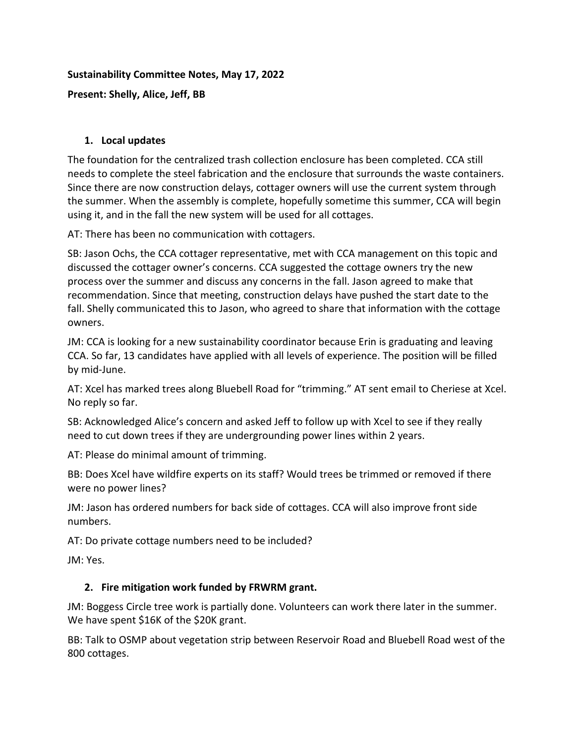**Sustainability Committee Notes, May 17, 2022**

**Present: Shelly, Alice, Jeff, BB**

1. **Local updates**

The foundation for the centralized trash collection enclosure has been completed. CCA still needs to complete the steel fabrication and the enclosure that surrounds the waste containers. Since there are now construction delays, cottager owners will use the current system through the summer. When the assembly is complete, hopefully sometime this summer, CCA will begin using it, and in the fall the new system will be used for all cottages.

AT: There has been no communication with cottagers.

SB: Jason Ochs, the CCA cottager representative, met with CCA management on this topic and discussed the cottager owner's concerns. CCA suggested the cottage owners try the new process over the summer and discuss any concerns in the fall. Jason agreed to make that recommendation. Since that meeting, construction delays have pushed the start date to the fall. Shelly communicated this to Jason, who agreed to share that information with the cottage owners.

JM: CCA is looking for a new sustainability coordinator because Erin is graduating and leaving CCA. So far, 13 candidates have applied with all levels of experience. The position will be filled by mid-June.

AT: Xcel has marked trees along Bluebell Road for "trimming." AT sent email to Cheriese at Xcel. No reply so far.

SB: Acknowledged Alice's concern and asked Jeff to follow up with Xcel to see if they really need to cut down trees if they are undergrounding power lines within 2 years.

AT: Please do minimal amount of trimming.

BB: Does Xcel have wildfire experts on its staff? Would trees be trimmed or removed if there were no power lines?

JM: Jason has ordered numbers for back side of cottages. CCA will also improve front side numbers.

AT: Do private cottage numbers need to be included?

JM: Yes.

2. **Fire mitigation work funded by FRWRM grant.**

JM: Boggess Circle tree work is partially done. Volunteers can work there later in the summer. We have spent $16K of the $20K grant.

BB: Talk to OSMP about vegetation strip between Reservoir Road and Bluebell Road west of the 800 cottages.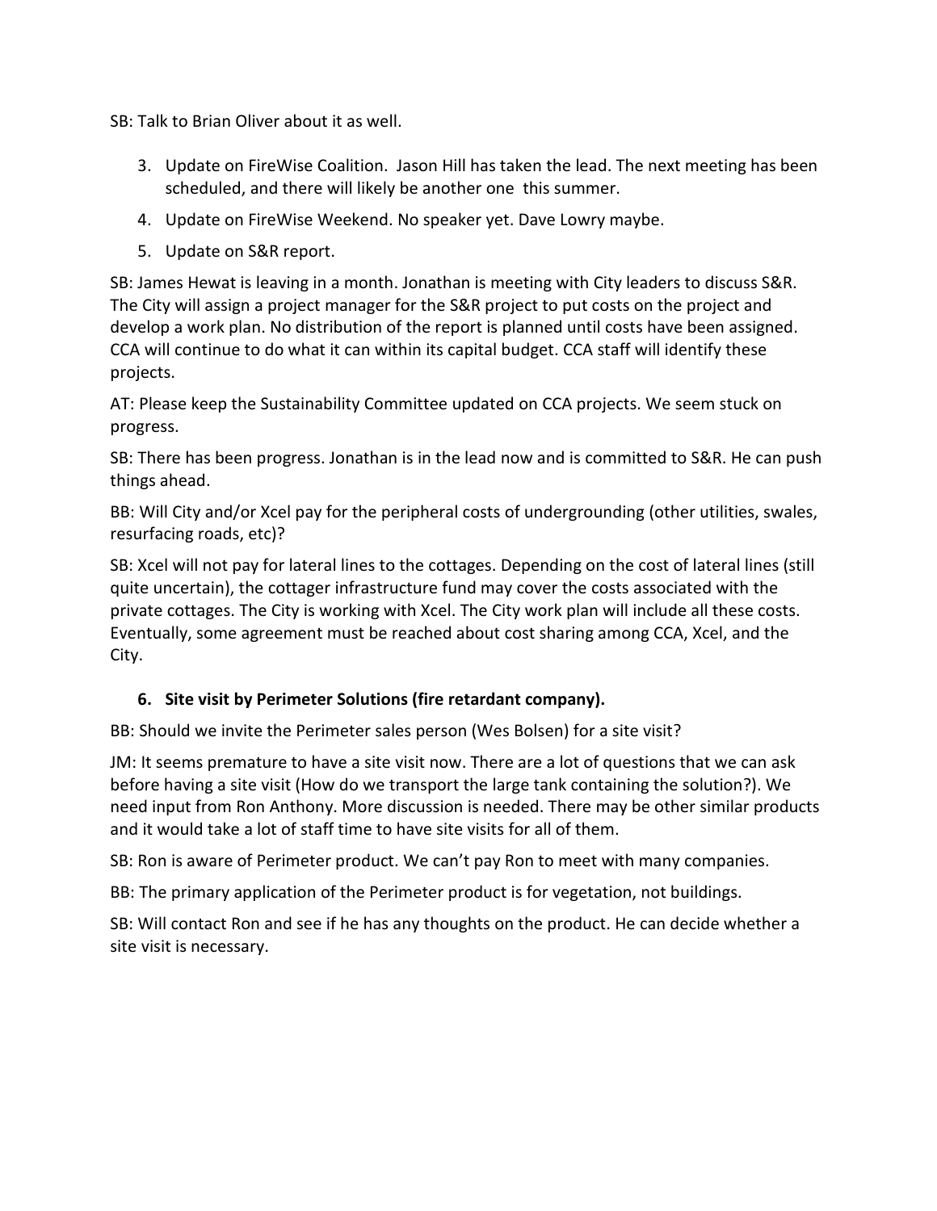SB: Talk to Brian Oliver about it as well.

3. Update on FireWise Coalition. Jason Hill has taken the lead. The next meeting has been scheduled, and there will likely be another one this summer.
4. Update on FireWise Weekend. No speaker yet. Dave Lowry maybe.
5. Update on S&R report.

SB: James Hewat is leaving in a month. Jonathan is meeting with City leaders to discuss S&R. The City will assign a project manager for the S&R project to put costs on the project and develop a work plan. No distribution of the report is planned until costs have been assigned. CCA will continue to do what it can within its capital budget. CCA staff will identify these projects.

AT: Please keep the Sustainability Committee updated on CCA projects. We seem stuck on progress.

SB: There has been progress. Jonathan is in the lead now and is committed to S&R. He can push things ahead.

BB: Will City and/or Xcel pay for the peripheral costs of undergrounding (other utilities, swales, resurfacing roads, etc)?

SB: Xcel will not pay for lateral lines to the cottages. Depending on the cost of lateral lines (still quite uncertain), the cottager infrastructure fund may cover the costs associated with the private cottages. The City is working with Xcel. The City work plan will include all these costs. Eventually, some agreement must be reached about cost sharing among CCA, Xcel, and the City.

6. **Site visit by Perimeter Solutions (fire retardant company).**

BB: Should we invite the Perimeter sales person (Wes Bolsen) for a site visit?

JM: It seems premature to have a site visit now. There are a lot of questions that we can ask before having a site visit (How do we transport the large tank containing the solution?). We need input from Ron Anthony. More discussion is needed. There may be other similar products and it would take a lot of staff time to have site visits for all of them.

SB: Ron is aware of Perimeter product. We can't pay Ron to meet with many companies.

BB: The primary application of the Perimeter product is for vegetation, not buildings.

SB: Will contact Ron and see if he has any thoughts on the product. He can decide whether a site visit is necessary.